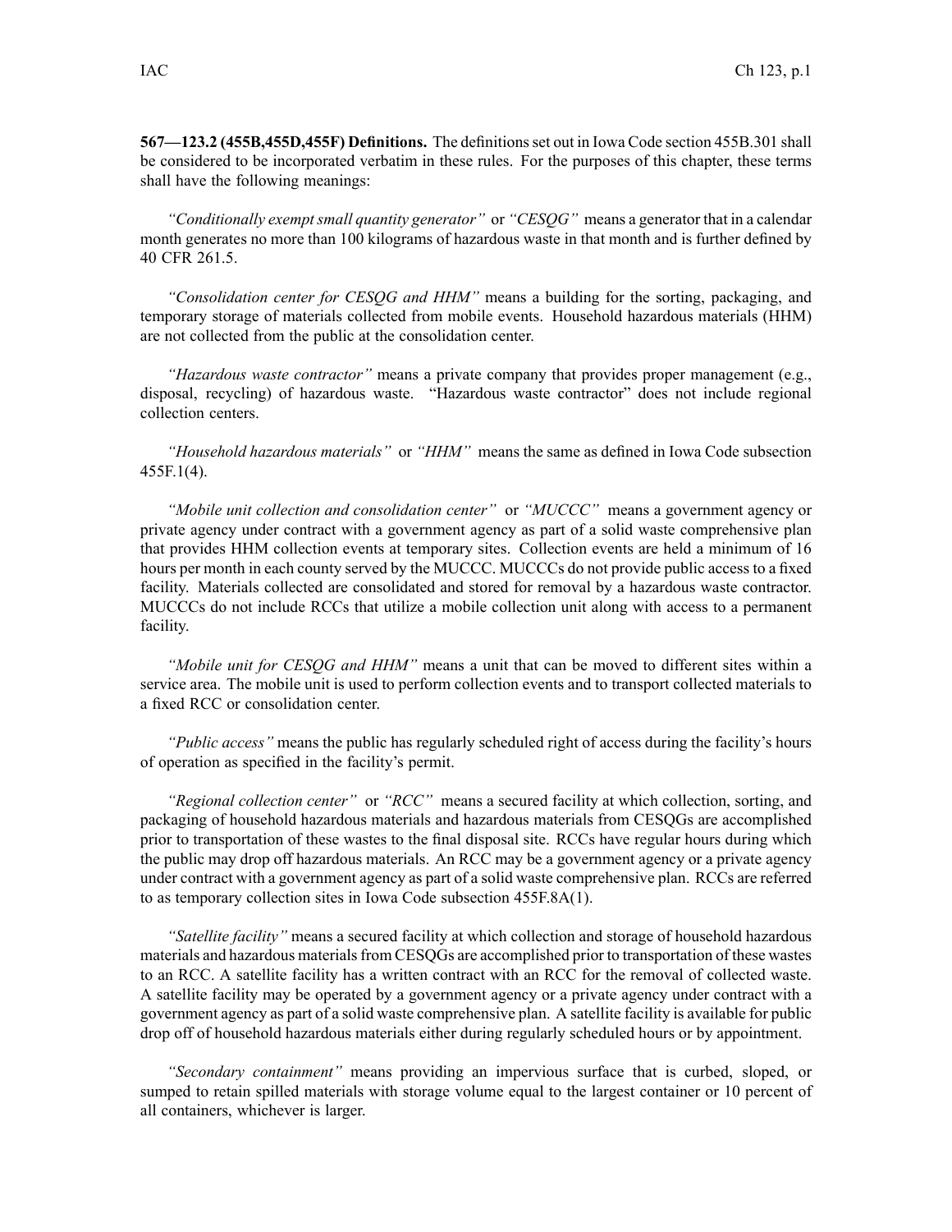**567—123.2 (455B,455D,455F) Definitions.** The definitions set out in Iowa Code section 455B.301 shall be considered to be incorporated verbatim in these rules. For the purposes of this chapter, these terms shall have the following meanings:

*"Conditionally exempt small quantity generator"* or *"CESQG"* means a generator that in a calendar month generates no more than 100 kilograms of hazardous waste in that month and is further defined by 40 CFR 261.5.

*"Consolidation center for CESQG and HHM"* means a building for the sorting, packaging, and temporary storage of materials collected from mobile events. Household hazardous materials (HHM) are not collected from the public at the consolidation center.

*"Hazardous waste contractor"* means a private company that provides proper management (e.g., disposal, recycling) of hazardous waste. "Hazardous waste contractor" does not include regional collection centers.

*"Household hazardous materials"* or *"HHM"* means the same as defined in Iowa Code subsection 455F.1(4).

*"Mobile unit collection and consolidation center"* or *"MUCCC"* means a government agency or private agency under contract with a government agency as part of a solid waste comprehensive plan that provides HHM collection events at temporary sites. Collection events are held a minimum of 16 hours per month in each county served by the MUCCC. MUCCCs do not provide public access to a fixed facility. Materials collected are consolidated and stored for removal by a hazardous waste contractor. MUCCCs do not include RCCs that utilize a mobile collection unit along with access to a permanent facility.

*"Mobile unit for CESQG and HHM"* means a unit that can be moved to different sites within a service area. The mobile unit is used to perform collection events and to transport collected materials to a fixed RCC or consolidation center.

*"Public access"* means the public has regularly scheduled right of access during the facility's hours of operation as specified in the facility's permit.

*"Regional collection center"* or *"RCC"* means a secured facility at which collection, sorting, and packaging of household hazardous materials and hazardous materials from CESQGs are accomplished prior to transportation of these wastes to the final disposal site. RCCs have regular hours during which the public may drop off hazardous materials. An RCC may be a government agency or a private agency under contract with a government agency as part of a solid waste comprehensive plan. RCCs are referred to as temporary collection sites in Iowa Code subsection 455F.8A(1).

*"Satellite facility"* means a secured facility at which collection and storage of household hazardous materials and hazardous materials from CESQGs are accomplished prior to transportation of these wastes to an RCC. A satellite facility has a written contract with an RCC for the removal of collected waste. A satellite facility may be operated by a government agency or a private agency under contract with a government agency as part of a solid waste comprehensive plan. A satellite facility is available for public drop off of household hazardous materials either during regularly scheduled hours or by appointment.

*"Secondary containment"* means providing an impervious surface that is curbed, sloped, or sumped to retain spilled materials with storage volume equal to the largest container or 10 percent of all containers, whichever is larger.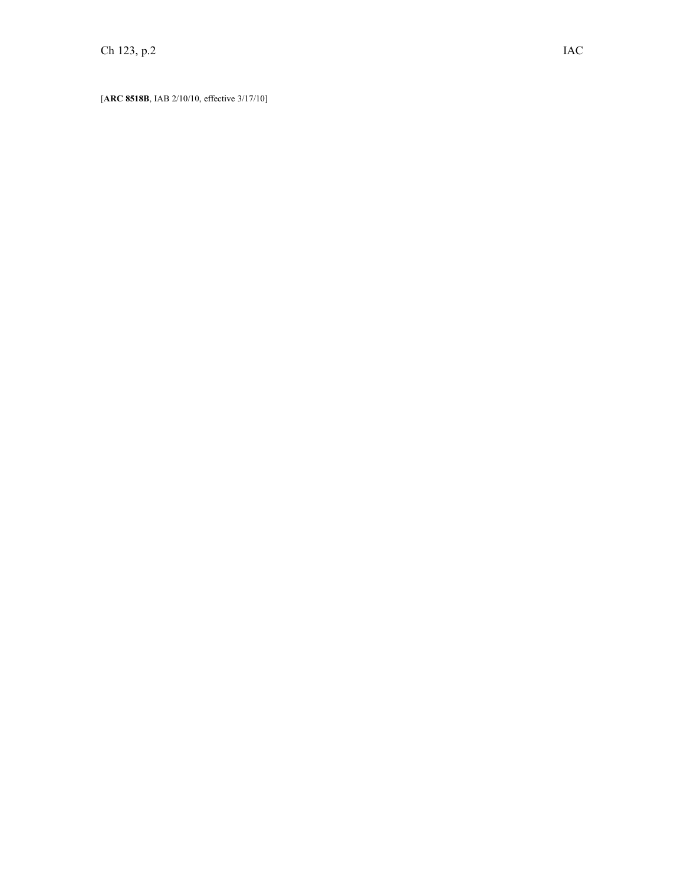[**ARC 8518B**, IAB 2/10/10, effective 3/17/10]